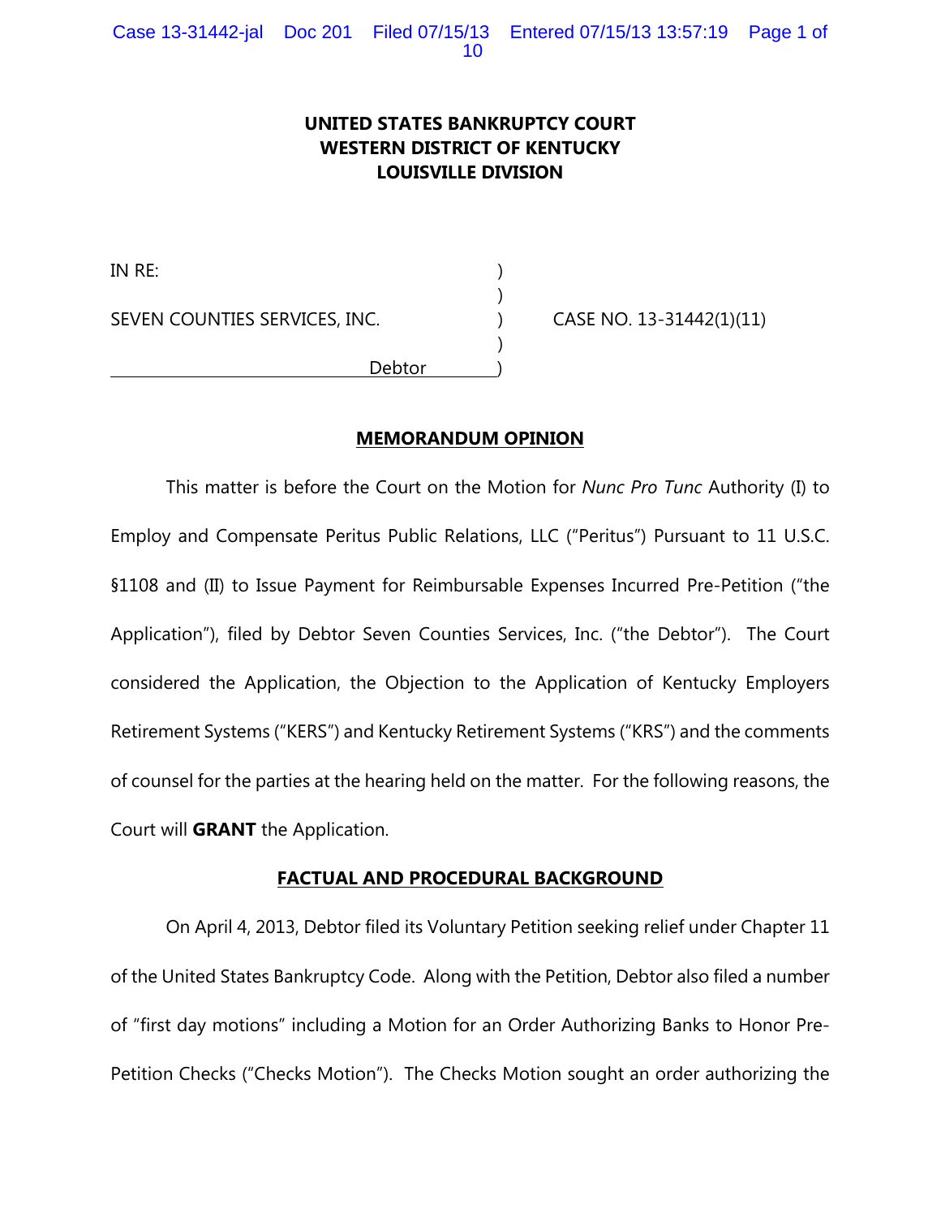**UNITED STATES BANKRUPTCY COURT**
**WESTERN DISTRICT OF KENTUCKY**
**LOUISVILLE DIVISION**

IN RE: )
)
SEVEN COUNTIES SERVICES, INC. ) CASE NO. 13-31442(1)(11)
)
Debtor )

## MEMORANDUM OPINION

This matter is before the Court on the Motion for *Nunc Pro Tunc* Authority (I) to Employ and Compensate Peritus Public Relations, LLC ("Peritus") Pursuant to 11 U.S.C. §1108 and (II) to Issue Payment for Reimbursable Expenses Incurred Pre-Petition ("the Application"), filed by Debtor Seven Counties Services, Inc. ("the Debtor"). The Court considered the Application, the Objection to the Application of Kentucky Employers Retirement Systems ("KERS") and Kentucky Retirement Systems ("KRS") and the comments of counsel for the parties at the hearing held on the matter. For the following reasons, the Court will **GRANT** the Application.

## FACTUAL AND PROCEDURAL BACKGROUND

On April 4, 2013, Debtor filed its Voluntary Petition seeking relief under Chapter 11 of the United States Bankruptcy Code. Along with the Petition, Debtor also filed a number of "first day motions" including a Motion for an Order Authorizing Banks to Honor Pre-Petition Checks ("Checks Motion"). The Checks Motion sought an order authorizing the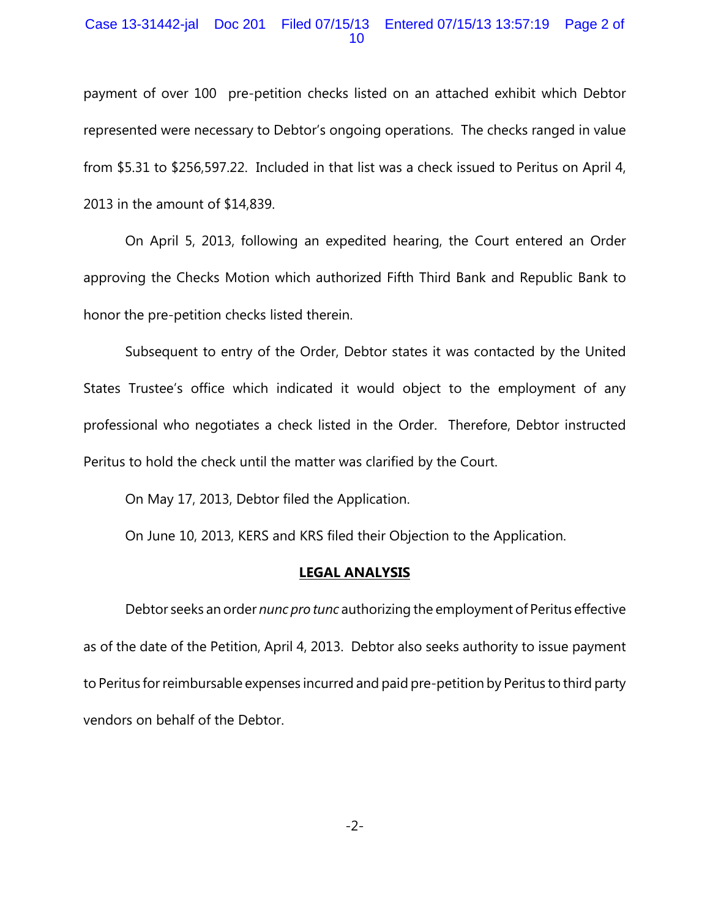payment of over 100 pre-petition checks listed on an attached exhibit which Debtor represented were necessary to Debtor's ongoing operations. The checks ranged in value from $5.31 to $256,597.22. Included in that list was a check issued to Peritus on April 4, 2013 in the amount of $14,839.

On April 5, 2013, following an expedited hearing, the Court entered an Order approving the Checks Motion which authorized Fifth Third Bank and Republic Bank to honor the pre-petition checks listed therein.

Subsequent to entry of the Order, Debtor states it was contacted by the United States Trustee's office which indicated it would object to the employment of any professional who negotiates a check listed in the Order. Therefore, Debtor instructed Peritus to hold the check until the matter was clarified by the Court.

On May 17, 2013, Debtor filed the Application.

On June 10, 2013, KERS and KRS filed their Objection to the Application.

## LEGAL ANALYSIS

Debtor seeks an order *nunc pro tunc* authorizing the employment of Peritus effective as of the date of the Petition, April 4, 2013. Debtor also seeks authority to issue payment to Peritus for reimbursable expenses incurred and paid pre-petition by Peritus to third party vendors on behalf of the Debtor.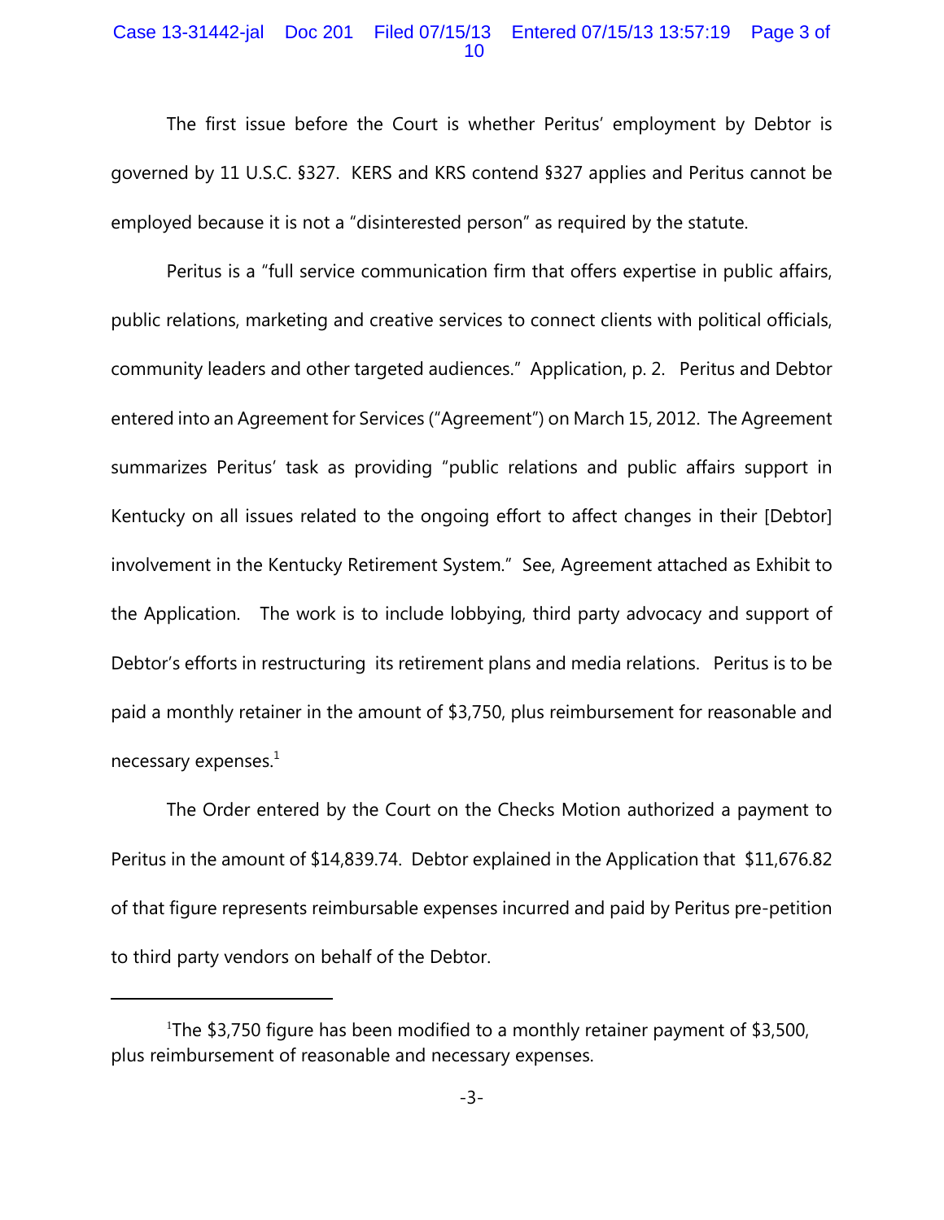The first issue before the Court is whether Peritus' employment by Debtor is governed by 11 U.S.C. §327. KERS and KRS contend §327 applies and Peritus cannot be employed because it is not a "disinterested person" as required by the statute.

Peritus is a "full service communication firm that offers expertise in public affairs, public relations, marketing and creative services to connect clients with political officials, community leaders and other targeted audiences." Application, p. 2. Peritus and Debtor entered into an Agreement for Services ("Agreement") on March 15, 2012. The Agreement summarizes Peritus' task as providing "public relations and public affairs support in Kentucky on all issues related to the ongoing effort to affect changes in their [Debtor] involvement in the Kentucky Retirement System." See, Agreement attached as Exhibit to the Application. The work is to include lobbying, third party advocacy and support of Debtor's efforts in restructuring its retirement plans and media relations. Peritus is to be paid a monthly retainer in the amount of $3,750, plus reimbursement for reasonable and necessary expenses.[1]

The Order entered by the Court on the Checks Motion authorized a payment to Peritus in the amount of $14,839.74. Debtor explained in the Application that $11,676.82 of that figure represents reimbursable expenses incurred and paid by Peritus pre-petition to third party vendors on behalf of the Debtor.

---

[1]The $3,750 figure has been modified to a monthly retainer payment of $3,500, plus reimbursement of reasonable and necessary expenses.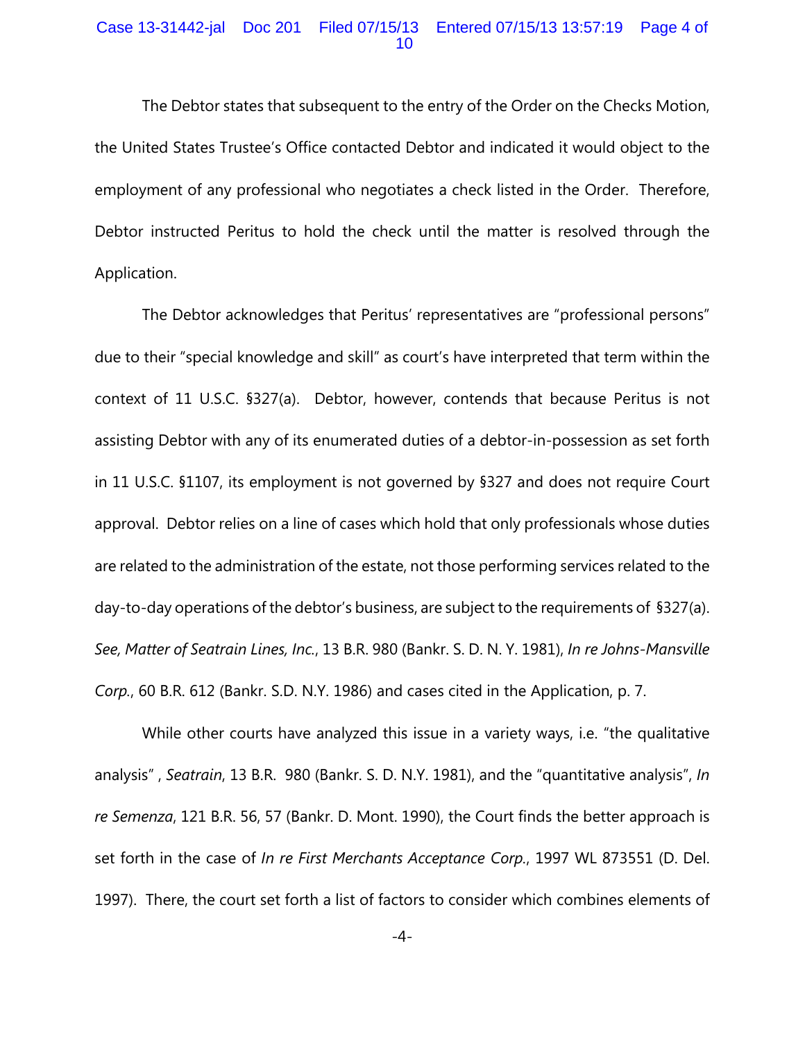The Debtor states that subsequent to the entry of the Order on the Checks Motion, the United States Trustee's Office contacted Debtor and indicated it would object to the employment of any professional who negotiates a check listed in the Order. Therefore, Debtor instructed Peritus to hold the check until the matter is resolved through the Application.

The Debtor acknowledges that Peritus' representatives are "professional persons" due to their "special knowledge and skill" as court's have interpreted that term within the context of 11 U.S.C. §327(a). Debtor, however, contends that because Peritus is not assisting Debtor with any of its enumerated duties of a debtor-in-possession as set forth in 11 U.S.C. §1107, its employment is not governed by §327 and does not require Court approval. Debtor relies on a line of cases which hold that only professionals whose duties are related to the administration of the estate, not those performing services related to the day-to-day operations of the debtor's business, are subject to the requirements of §327(a). *See, Matter of Seatrain Lines, Inc.*, 13 B.R. 980 (Bankr. S. D. N. Y. 1981), *In re Johns-Mansville Corp.*, 60 B.R. 612 (Bankr. S.D. N.Y. 1986) and cases cited in the Application, p. 7.

While other courts have analyzed this issue in a variety ways, i.e. "the qualitative analysis" , *Seatrain*, 13 B.R. 980 (Bankr. S. D. N.Y. 1981), and the "quantitative analysis", *In re Semenza*, 121 B.R. 56, 57 (Bankr. D. Mont. 1990), the Court finds the better approach is set forth in the case of *In re First Merchants Acceptance Corp.*, 1997 WL 873551 (D. Del. 1997). There, the court set forth a list of factors to consider which combines elements of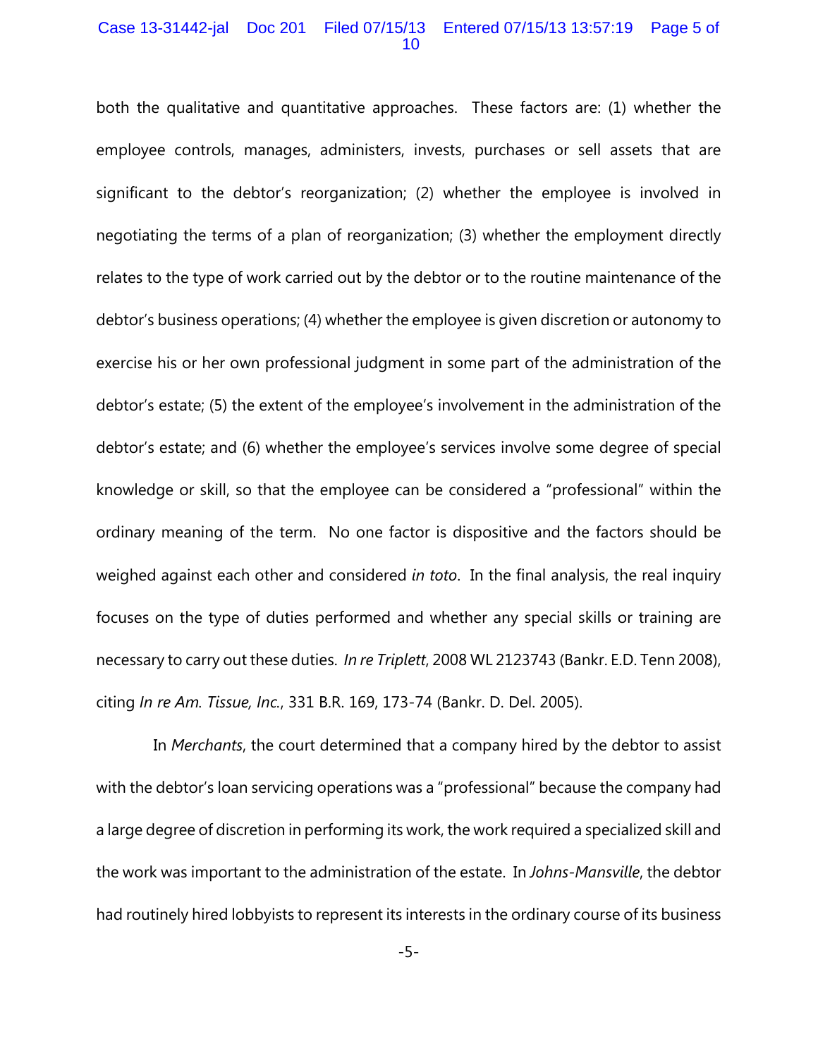both the qualitative and quantitative approaches. These factors are: (1) whether the employee controls, manages, administers, invests, purchases or sell assets that are significant to the debtor's reorganization; (2) whether the employee is involved in negotiating the terms of a plan of reorganization; (3) whether the employment directly relates to the type of work carried out by the debtor or to the routine maintenance of the debtor's business operations; (4) whether the employee is given discretion or autonomy to exercise his or her own professional judgment in some part of the administration of the debtor's estate; (5) the extent of the employee's involvement in the administration of the debtor's estate; and (6) whether the employee's services involve some degree of special knowledge or skill, so that the employee can be considered a "professional" within the ordinary meaning of the term. No one factor is dispositive and the factors should be weighed against each other and considered *in toto*. In the final analysis, the real inquiry focuses on the type of duties performed and whether any special skills or training are necessary to carry out these duties. *In re Triplett*, 2008 WL 2123743 (Bankr. E.D. Tenn 2008), citing *In re Am. Tissue, Inc.*, 331 B.R. 169, 173-74 (Bankr. D. Del. 2005).

In *Merchants*, the court determined that a company hired by the debtor to assist with the debtor's loan servicing operations was a "professional" because the company had a large degree of discretion in performing its work, the work required a specialized skill and the work was important to the administration of the estate. In *Johns-Mansville*, the debtor had routinely hired lobbyists to represent its interests in the ordinary course of its business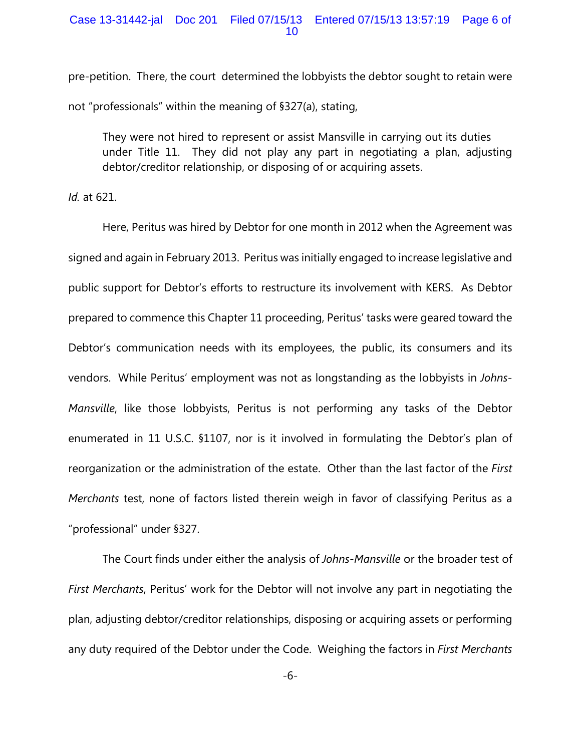pre-petition. There, the court determined the lobbyists the debtor sought to retain were not "professionals" within the meaning of §327(a), stating,

> They were not hired to represent or assist Mansville in carrying out its duties under Title 11. They did not play any part in negotiating a plan, adjusting debtor/creditor relationship, or disposing of or acquiring assets.

*Id.* at 621.

Here, Peritus was hired by Debtor for one month in 2012 when the Agreement was signed and again in February 2013. Peritus was initially engaged to increase legislative and public support for Debtor's efforts to restructure its involvement with KERS. As Debtor prepared to commence this Chapter 11 proceeding, Peritus' tasks were geared toward the Debtor's communication needs with its employees, the public, its consumers and its vendors. While Peritus' employment was not as longstanding as the lobbyists in *Johns-Mansville*, like those lobbyists, Peritus is not performing any tasks of the Debtor enumerated in 11 U.S.C. §1107, nor is it involved in formulating the Debtor's plan of reorganization or the administration of the estate. Other than the last factor of the *First Merchants* test, none of factors listed therein weigh in favor of classifying Peritus as a "professional" under §327.

The Court finds under either the analysis of *Johns-Mansville* or the broader test of *First Merchants*, Peritus' work for the Debtor will not involve any part in negotiating the plan, adjusting debtor/creditor relationships, disposing or acquiring assets or performing any duty required of the Debtor under the Code. Weighing the factors in *First Merchants*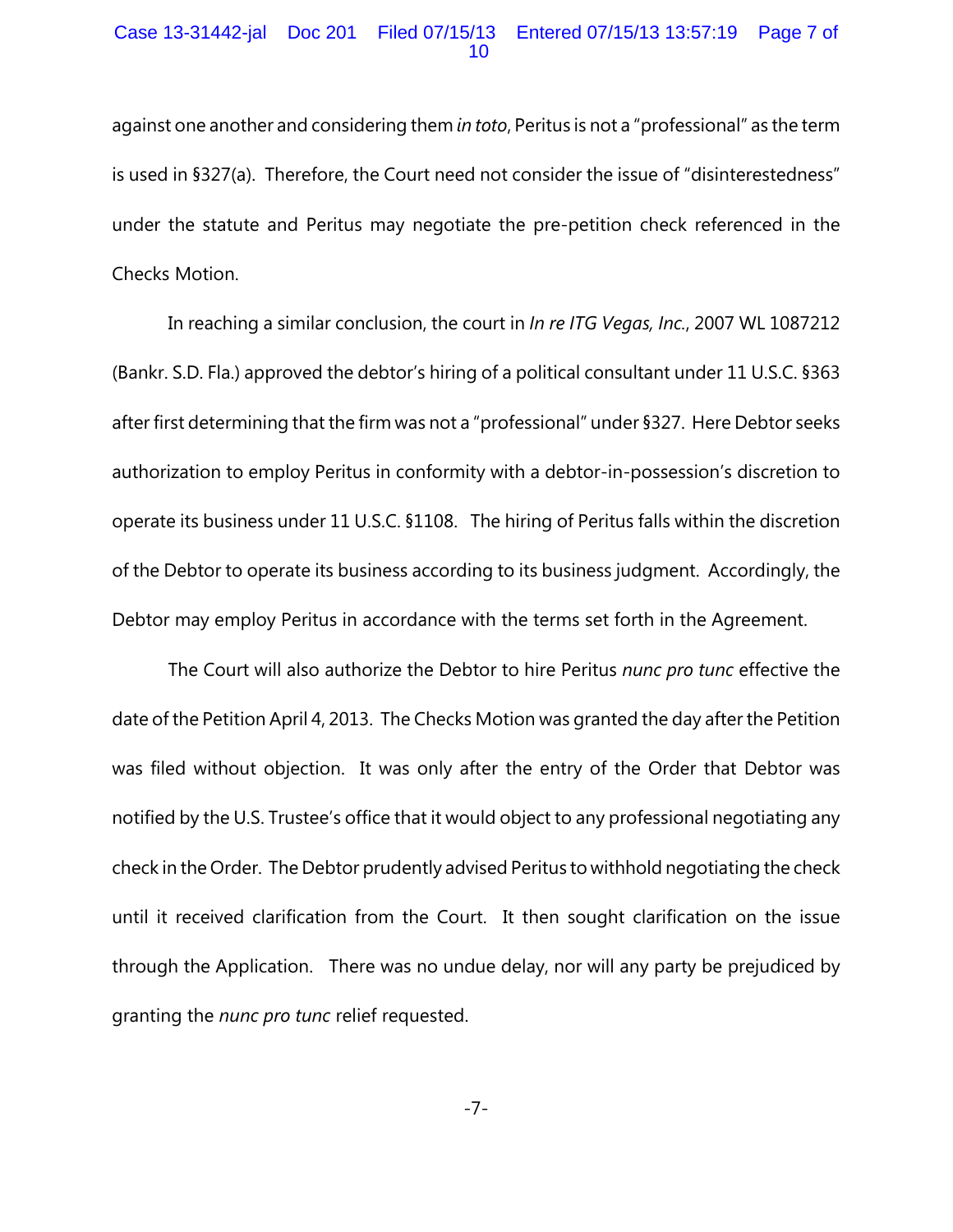against one another and considering them *in toto*, Peritus is not a "professional" as the term is used in §327(a). Therefore, the Court need not consider the issue of "disinterestedness" under the statute and Peritus may negotiate the pre-petition check referenced in the Checks Motion.

In reaching a similar conclusion, the court in *In re ITG Vegas, Inc.*, 2007 WL 1087212 (Bankr. S.D. Fla.) approved the debtor's hiring of a political consultant under 11 U.S.C. §363 after first determining that the firm was not a "professional" under §327. Here Debtor seeks authorization to employ Peritus in conformity with a debtor-in-possession's discretion to operate its business under 11 U.S.C. §1108. The hiring of Peritus falls within the discretion of the Debtor to operate its business according to its business judgment. Accordingly, the Debtor may employ Peritus in accordance with the terms set forth in the Agreement.

The Court will also authorize the Debtor to hire Peritus *nunc pro tunc* effective the date of the Petition April 4, 2013. The Checks Motion was granted the day after the Petition was filed without objection. It was only after the entry of the Order that Debtor was notified by the U.S. Trustee's office that it would object to any professional negotiating any check in the Order. The Debtor prudently advised Peritus to withhold negotiating the check until it received clarification from the Court. It then sought clarification on the issue through the Application. There was no undue delay, nor will any party be prejudiced by granting the *nunc pro tunc* relief requested.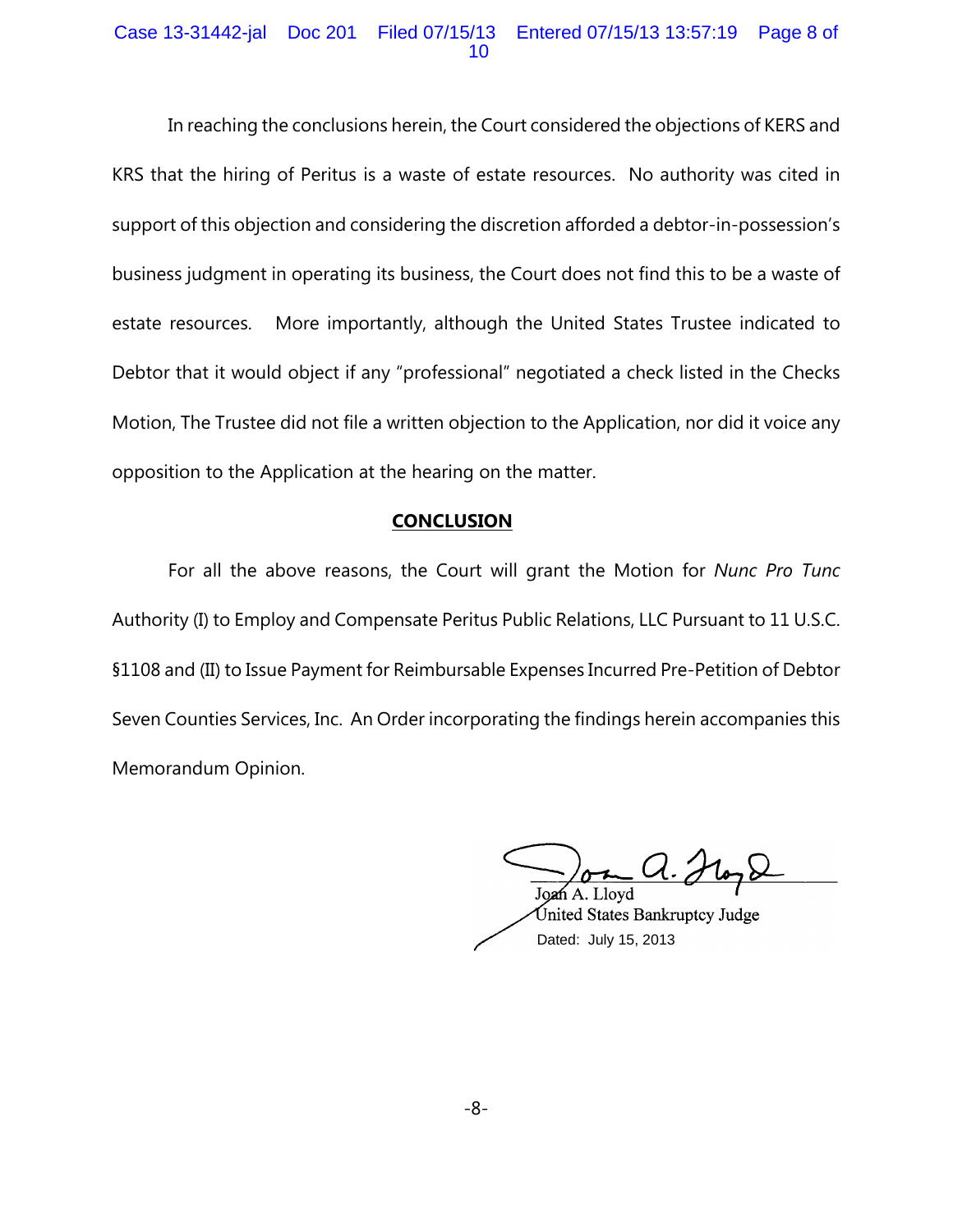In reaching the conclusions herein, the Court considered the objections of KERS and KRS that the hiring of Peritus is a waste of estate resources. No authority was cited in support of this objection and considering the discretion afforded a debtor-in-possession's business judgment in operating its business, the Court does not find this to be a waste of estate resources. More importantly, although the United States Trustee indicated to Debtor that it would object if any "professional" negotiated a check listed in the Checks Motion, The Trustee did not file a written objection to the Application, nor did it voice any opposition to the Application at the hearing on the matter.

## CONCLUSION

For all the above reasons, the Court will grant the Motion for *Nunc Pro Tunc* Authority (I) to Employ and Compensate Peritus Public Relations, LLC Pursuant to 11 U.S.C. §1108 and (II) to Issue Payment for Reimbursable Expenses Incurred Pre-Petition of Debtor Seven Counties Services, Inc. An Order incorporating the findings herein accompanies this Memorandum Opinion.

Joan A. Lloyd
United States Bankruptcy Judge
Dated: July 15, 2013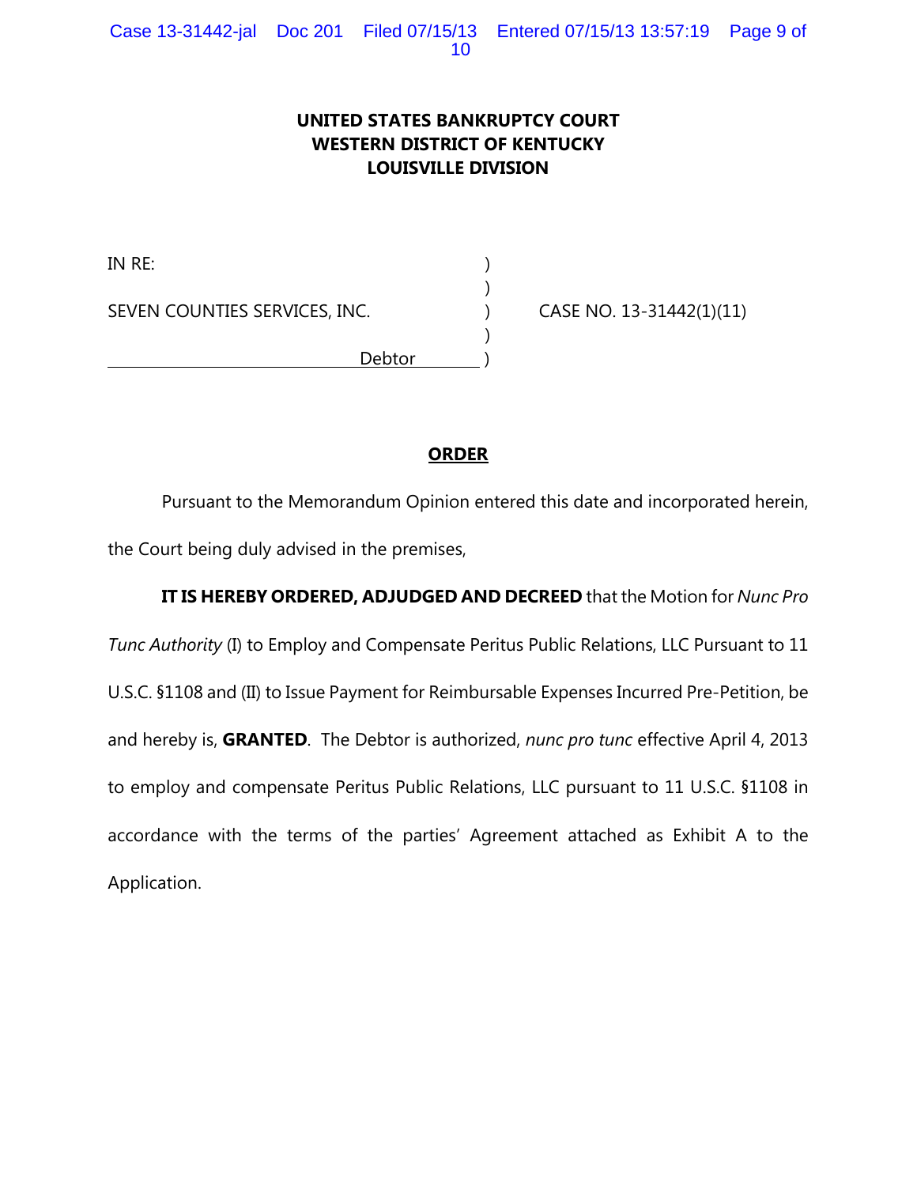# UNITED STATES BANKRUPTCY COURT
# WESTERN DISTRICT OF KENTUCKY
# LOUISVILLE DIVISION

IN RE: )
)
SEVEN COUNTIES SERVICES, INC. ) CASE NO. 13-31442(1)(11)
)
Debtor )

## ORDER

Pursuant to the Memorandum Opinion entered this date and incorporated herein, the Court being duly advised in the premises,

**IT IS HEREBY ORDERED, ADJUDGED AND DECREED** that the Motion for *Nunc Pro Tunc Authority* (I) to Employ and Compensate Peritus Public Relations, LLC Pursuant to 11 U.S.C. §1108 and (II) to Issue Payment for Reimbursable Expenses Incurred Pre-Petition, be and hereby is, **GRANTED**. The Debtor is authorized, *nunc pro tunc* effective April 4, 2013 to employ and compensate Peritus Public Relations, LLC pursuant to 11 U.S.C. §1108 in accordance with the terms of the parties' Agreement attached as Exhibit A to the Application.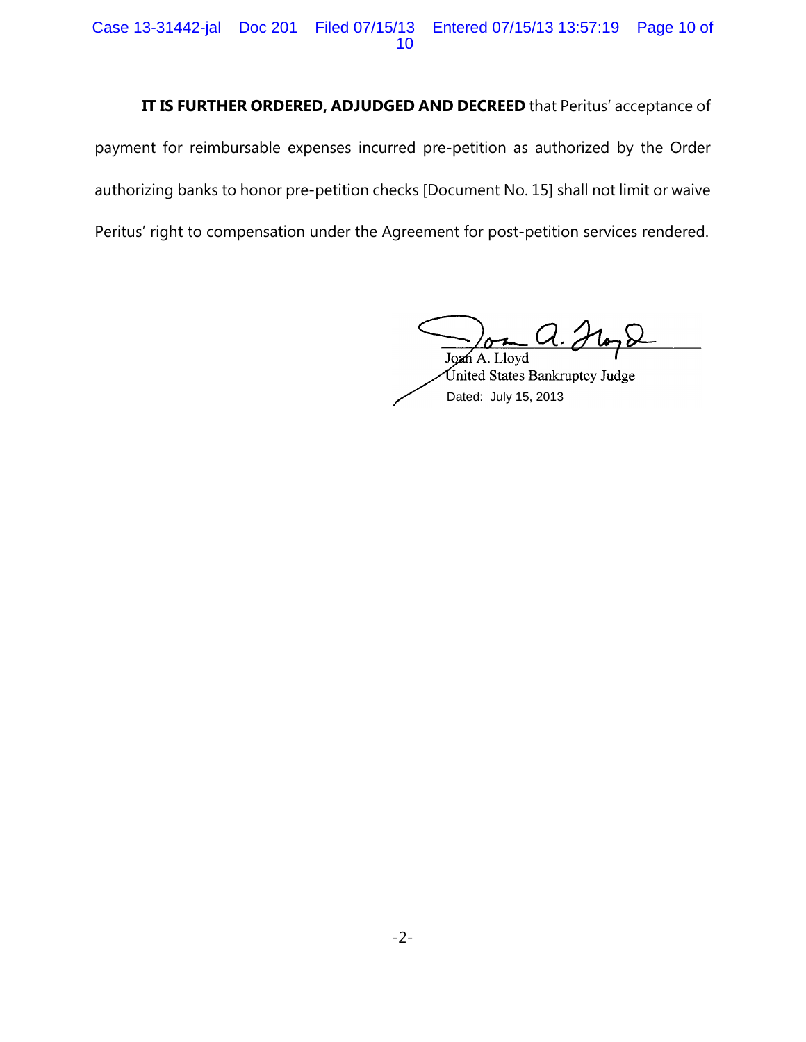**IT IS FURTHER ORDERED, ADJUDGED AND DECREED** that Peritus' acceptance of payment for reimbursable expenses incurred pre-petition as authorized by the Order authorizing banks to honor pre-petition checks [Document No. 15] shall not limit or waive Peritus' right to compensation under the Agreement for post-petition services rendered.

Joan A. Lloyd
United States Bankruptcy Judge
Dated: July 15, 2013